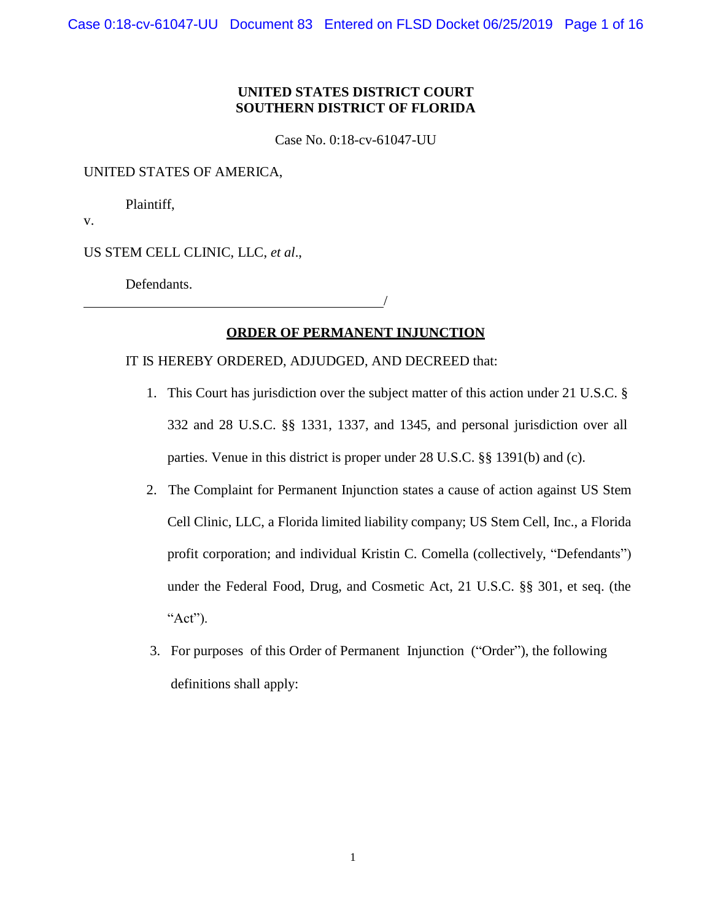**UNITED STATES DISTRICT COURT**
**SOUTHERN DISTRICT OF FLORIDA**

Case No. 0:18-cv-61047-UU

UNITED STATES OF AMERICA,

Plaintiff,

v.

US STEM CELL CLINIC, LLC, *et al*.,

Defendants.
______________________________________/

**ORDER OF PERMANENT INJUNCTION**

IT IS HEREBY ORDERED, ADJUDGED, AND DECREED that:

1. This Court has jurisdiction over the subject matter of this action under 21 U.S.C. § 332 and 28 U.S.C. §§ 1331, 1337, and 1345, and personal jurisdiction over all parties. Venue in this district is proper under 28 U.S.C. §§ 1391(b) and (c).

2. The Complaint for Permanent Injunction states a cause of action against US Stem Cell Clinic, LLC, a Florida limited liability company; US Stem Cell, Inc., a Florida profit corporation; and individual Kristin C. Comella (collectively, "Defendants") under the Federal Food, Drug, and Cosmetic Act, 21 U.S.C. §§ 301, et seq. (the "Act").

3. For purposes of this Order of Permanent Injunction ("Order"), the following definitions shall apply: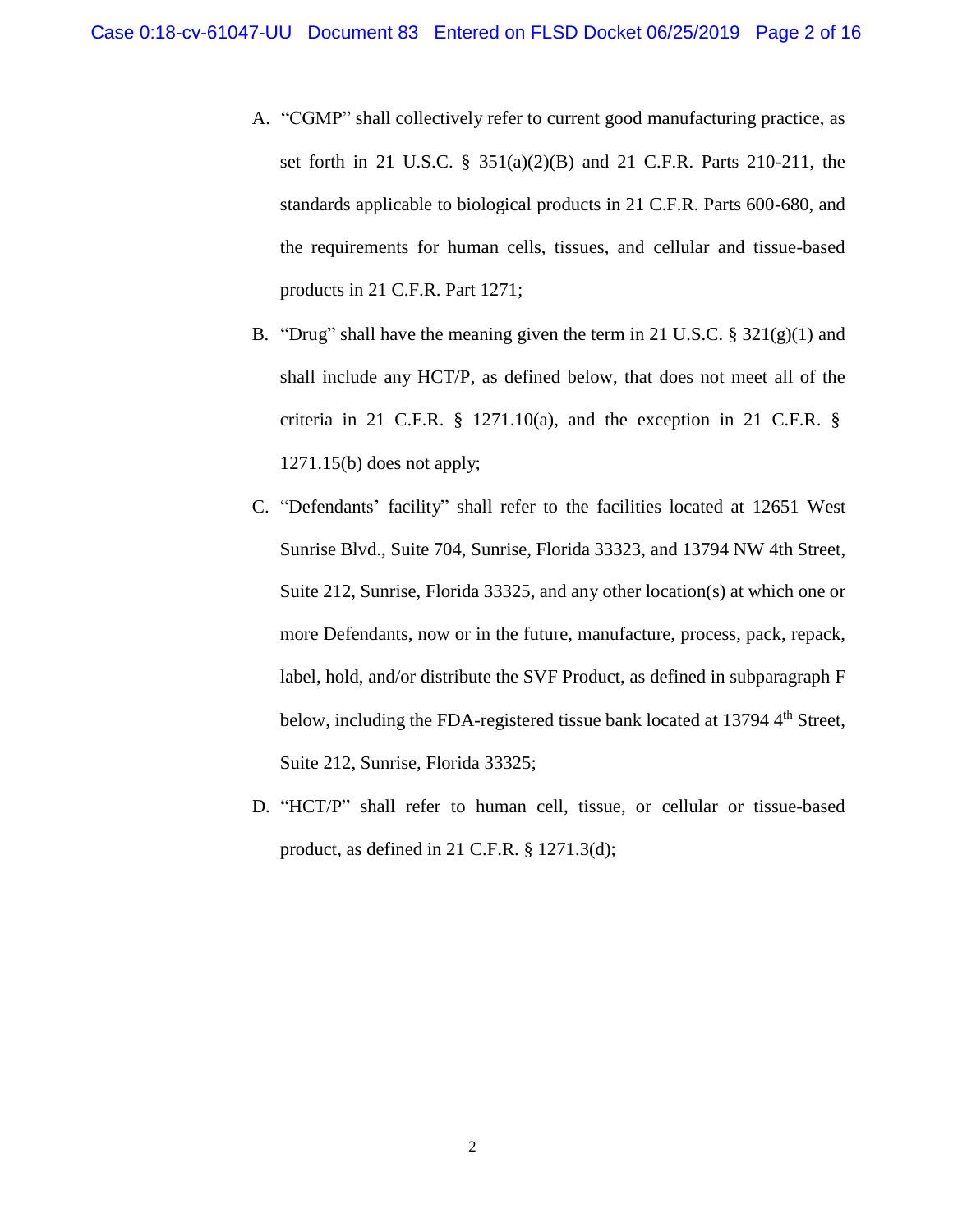A. "CGMP" shall collectively refer to current good manufacturing practice, as set forth in 21 U.S.C. § 351(a)(2)(B) and 21 C.F.R. Parts 210-211, the standards applicable to biological products in 21 C.F.R. Parts 600-680, and the requirements for human cells, tissues, and cellular and tissue-based products in 21 C.F.R. Part 1271;

B. "Drug" shall have the meaning given the term in 21 U.S.C. § 321(g)(1) and shall include any HCT/P, as defined below, that does not meet all of the criteria in 21 C.F.R. § 1271.10(a), and the exception in 21 C.F.R. § 1271.15(b) does not apply;

C. "Defendants' facility" shall refer to the facilities located at 12651 West Sunrise Blvd., Suite 704, Sunrise, Florida 33323, and 13794 NW 4th Street, Suite 212, Sunrise, Florida 33325, and any other location(s) at which one or more Defendants, now or in the future, manufacture, process, pack, repack, label, hold, and/or distribute the SVF Product, as defined in subparagraph F below, including the FDA-registered tissue bank located at 13794 4th Street, Suite 212, Sunrise, Florida 33325;

D. "HCT/P" shall refer to human cell, tissue, or cellular or tissue-based product, as defined in 21 C.F.R. § 1271.3(d);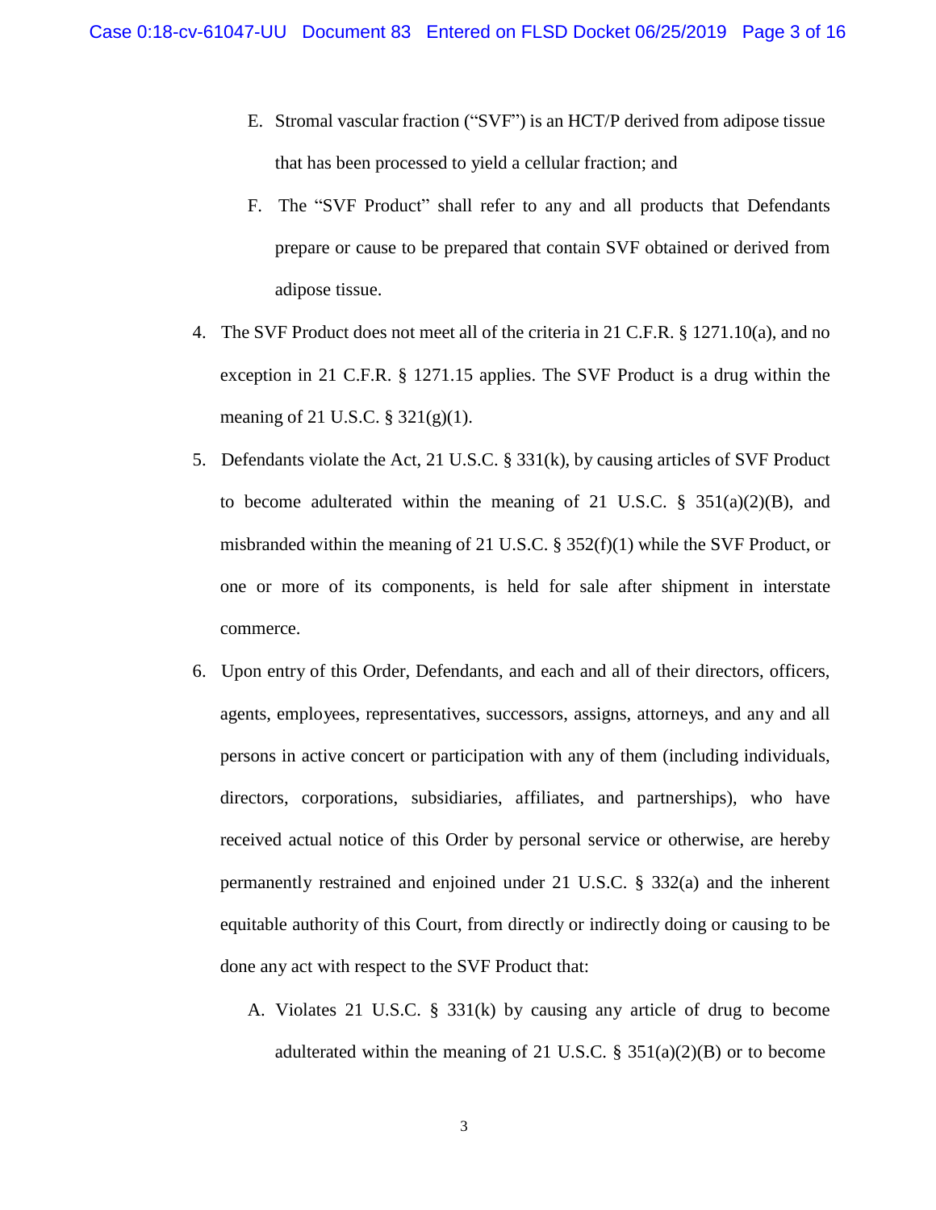E. Stromal vascular fraction ("SVF") is an HCT/P derived from adipose tissue that has been processed to yield a cellular fraction; and

F. The "SVF Product" shall refer to any and all products that Defendants prepare or cause to be prepared that contain SVF obtained or derived from adipose tissue.

4. The SVF Product does not meet all of the criteria in 21 C.F.R. § 1271.10(a), and no exception in 21 C.F.R. § 1271.15 applies. The SVF Product is a drug within the meaning of 21 U.S.C. § 321(g)(1).

5. Defendants violate the Act, 21 U.S.C. § 331(k), by causing articles of SVF Product to become adulterated within the meaning of 21 U.S.C. § 351(a)(2)(B), and misbranded within the meaning of 21 U.S.C. § 352(f)(1) while the SVF Product, or one or more of its components, is held for sale after shipment in interstate commerce.

6. Upon entry of this Order, Defendants, and each and all of their directors, officers, agents, employees, representatives, successors, assigns, attorneys, and any and all persons in active concert or participation with any of them (including individuals, directors, corporations, subsidiaries, affiliates, and partnerships), who have received actual notice of this Order by personal service or otherwise, are hereby permanently restrained and enjoined under 21 U.S.C. § 332(a) and the inherent equitable authority of this Court, from directly or indirectly doing or causing to be done any act with respect to the SVF Product that:

   A. Violates 21 U.S.C. § 331(k) by causing any article of drug to become adulterated within the meaning of 21 U.S.C. § 351(a)(2)(B) or to become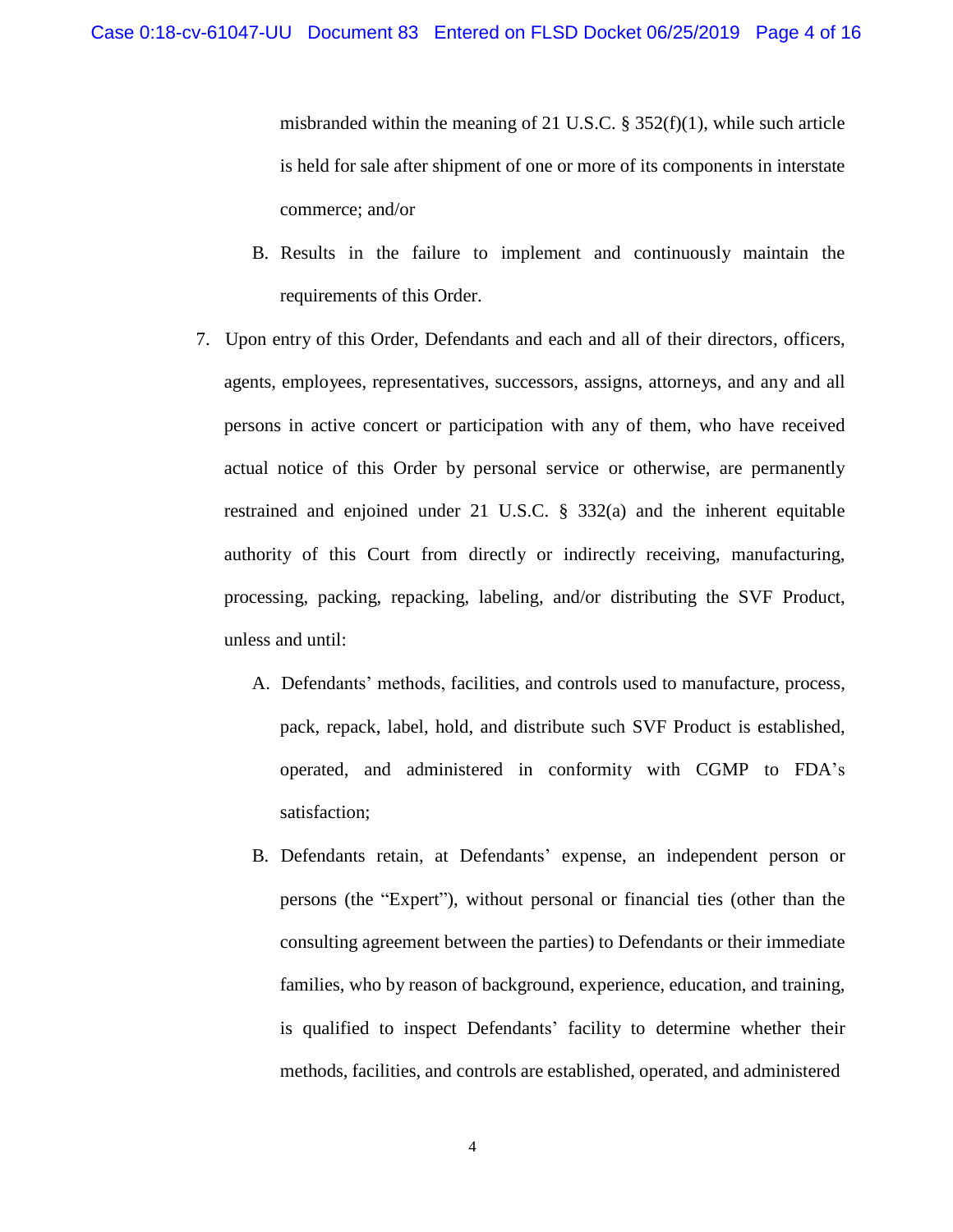misbranded within the meaning of 21 U.S.C. § 352(f)(1), while such article is held for sale after shipment of one or more of its components in interstate commerce; and/or

B. Results in the failure to implement and continuously maintain the requirements of this Order.

7. Upon entry of this Order, Defendants and each and all of their directors, officers, agents, employees, representatives, successors, assigns, attorneys, and any and all persons in active concert or participation with any of them, who have received actual notice of this Order by personal service or otherwise, are permanently restrained and enjoined under 21 U.S.C. § 332(a) and the inherent equitable authority of this Court from directly or indirectly receiving, manufacturing, processing, packing, repacking, labeling, and/or distributing the SVF Product, unless and until:

   A. Defendants' methods, facilities, and controls used to manufacture, process, pack, repack, label, hold, and distribute such SVF Product is established, operated, and administered in conformity with CGMP to FDA's satisfaction;

   B. Defendants retain, at Defendants' expense, an independent person or persons (the "Expert"), without personal or financial ties (other than the consulting agreement between the parties) to Defendants or their immediate families, who by reason of background, experience, education, and training, is qualified to inspect Defendants' facility to determine whether their methods, facilities, and controls are established, operated, and administered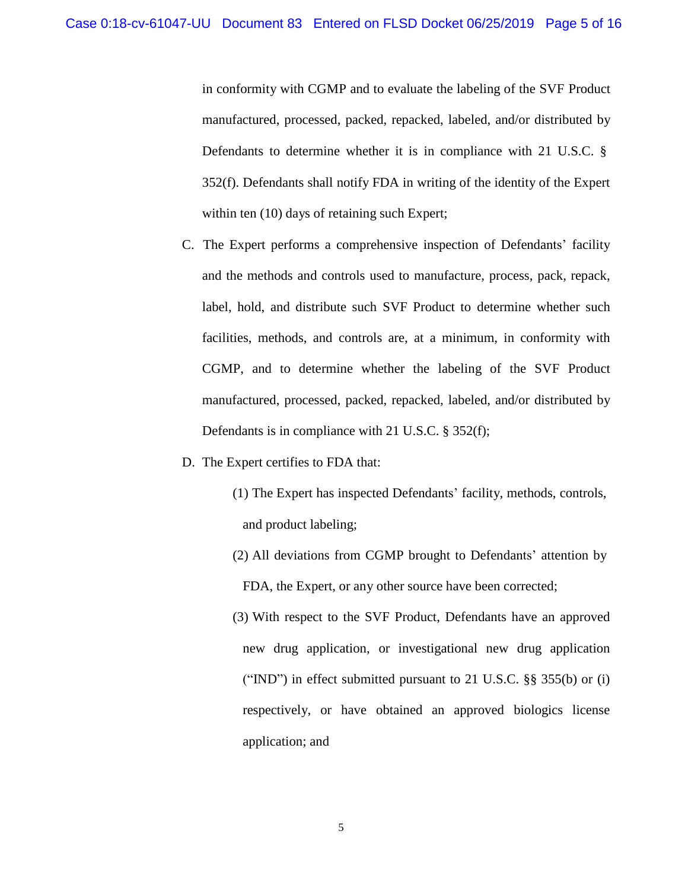in conformity with CGMP and to evaluate the labeling of the SVF Product manufactured, processed, packed, repacked, labeled, and/or distributed by Defendants to determine whether it is in compliance with 21 U.S.C. § 352(f). Defendants shall notify FDA in writing of the identity of the Expert within ten (10) days of retaining such Expert;

C. The Expert performs a comprehensive inspection of Defendants' facility and the methods and controls used to manufacture, process, pack, repack, label, hold, and distribute such SVF Product to determine whether such facilities, methods, and controls are, at a minimum, in conformity with CGMP, and to determine whether the labeling of the SVF Product manufactured, processed, packed, repacked, labeled, and/or distributed by Defendants is in compliance with 21 U.S.C. § 352(f);

D. The Expert certifies to FDA that:

   (1) The Expert has inspected Defendants' facility, methods, controls, and product labeling;

   (2) All deviations from CGMP brought to Defendants' attention by FDA, the Expert, or any other source have been corrected;

   (3) With respect to the SVF Product, Defendants have an approved new drug application, or investigational new drug application ("IND") in effect submitted pursuant to 21 U.S.C. §§ 355(b) or (i) respectively, or have obtained an approved biologics license application; and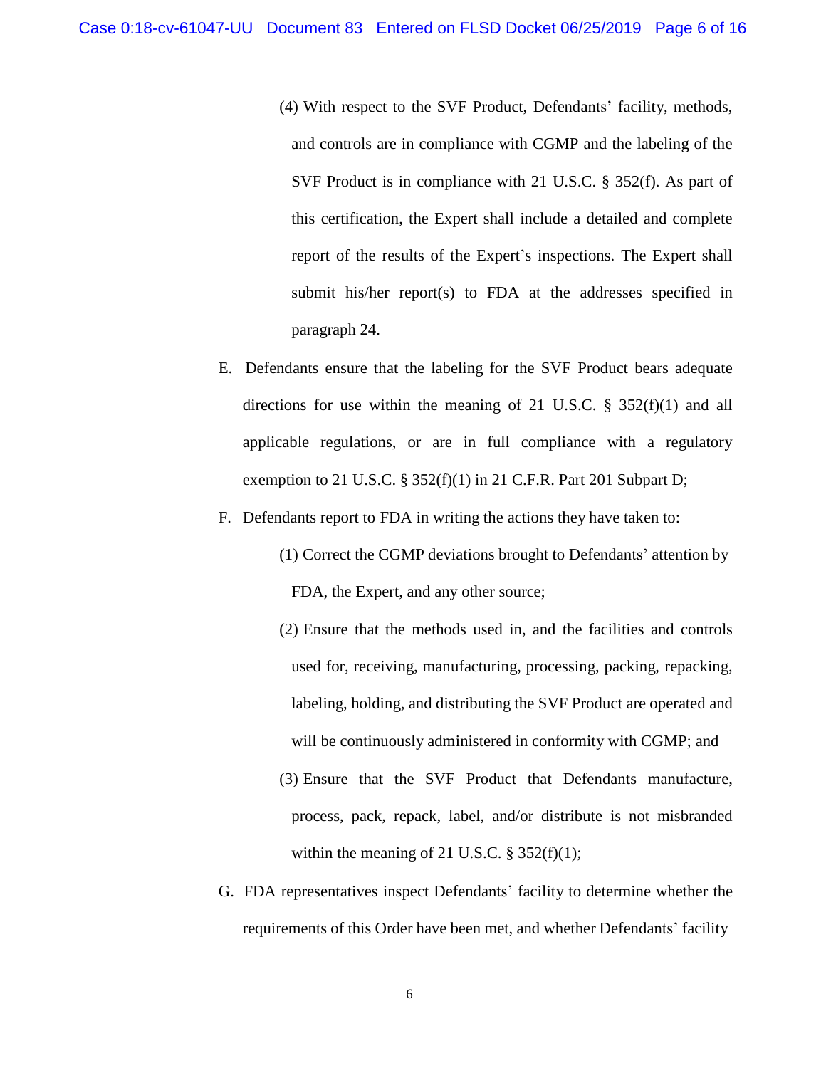(4) With respect to the SVF Product, Defendants' facility, methods, and controls are in compliance with CGMP and the labeling of the SVF Product is in compliance with 21 U.S.C. § 352(f). As part of this certification, the Expert shall include a detailed and complete report of the results of the Expert's inspections. The Expert shall submit his/her report(s) to FDA at the addresses specified in paragraph 24.

E. Defendants ensure that the labeling for the SVF Product bears adequate directions for use within the meaning of 21 U.S.C. § 352(f)(1) and all applicable regulations, or are in full compliance with a regulatory exemption to 21 U.S.C. § 352(f)(1) in 21 C.F.R. Part 201 Subpart D;

F. Defendants report to FDA in writing the actions they have taken to:

(1) Correct the CGMP deviations brought to Defendants' attention by FDA, the Expert, and any other source;

(2) Ensure that the methods used in, and the facilities and controls used for, receiving, manufacturing, processing, packing, repacking, labeling, holding, and distributing the SVF Product are operated and will be continuously administered in conformity with CGMP; and

(3) Ensure that the SVF Product that Defendants manufacture, process, pack, repack, label, and/or distribute is not misbranded within the meaning of 21 U.S.C. § 352(f)(1);

G. FDA representatives inspect Defendants' facility to determine whether the requirements of this Order have been met, and whether Defendants' facility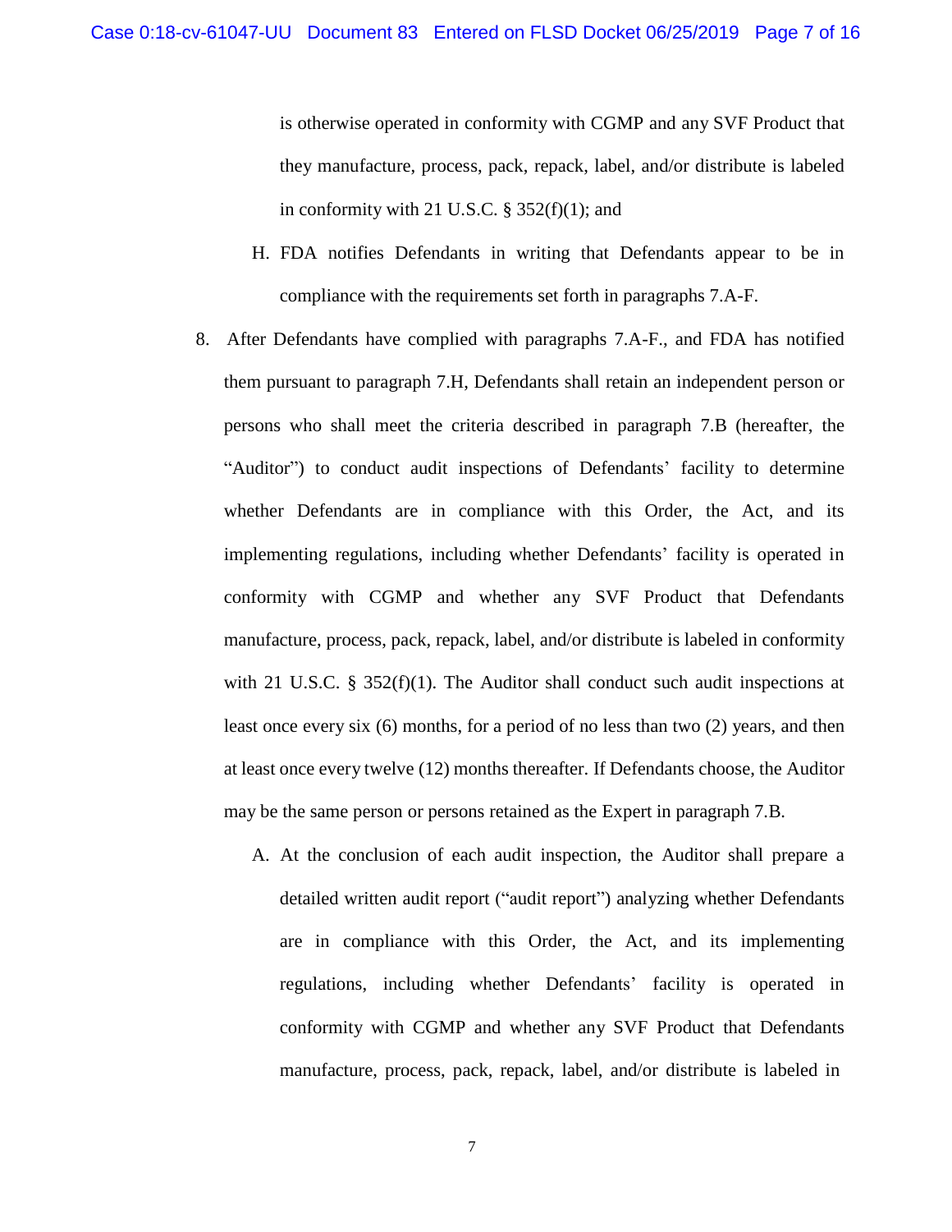is otherwise operated in conformity with CGMP and any SVF Product that they manufacture, process, pack, repack, label, and/or distribute is labeled in conformity with 21 U.S.C. § 352(f)(1); and

H. FDA notifies Defendants in writing that Defendants appear to be in compliance with the requirements set forth in paragraphs 7.A-F.

8. After Defendants have complied with paragraphs 7.A-F., and FDA has notified them pursuant to paragraph 7.H, Defendants shall retain an independent person or persons who shall meet the criteria described in paragraph 7.B (hereafter, the "Auditor") to conduct audit inspections of Defendants' facility to determine whether Defendants are in compliance with this Order, the Act, and its implementing regulations, including whether Defendants' facility is operated in conformity with CGMP and whether any SVF Product that Defendants manufacture, process, pack, repack, label, and/or distribute is labeled in conformity with 21 U.S.C. § 352(f)(1). The Auditor shall conduct such audit inspections at least once every six (6) months, for a period of no less than two (2) years, and then at least once every twelve (12) months thereafter. If Defendants choose, the Auditor may be the same person or persons retained as the Expert in paragraph 7.B.

   A. At the conclusion of each audit inspection, the Auditor shall prepare a detailed written audit report ("audit report") analyzing whether Defendants are in compliance with this Order, the Act, and its implementing regulations, including whether Defendants' facility is operated in conformity with CGMP and whether any SVF Product that Defendants manufacture, process, pack, repack, label, and/or distribute is labeled in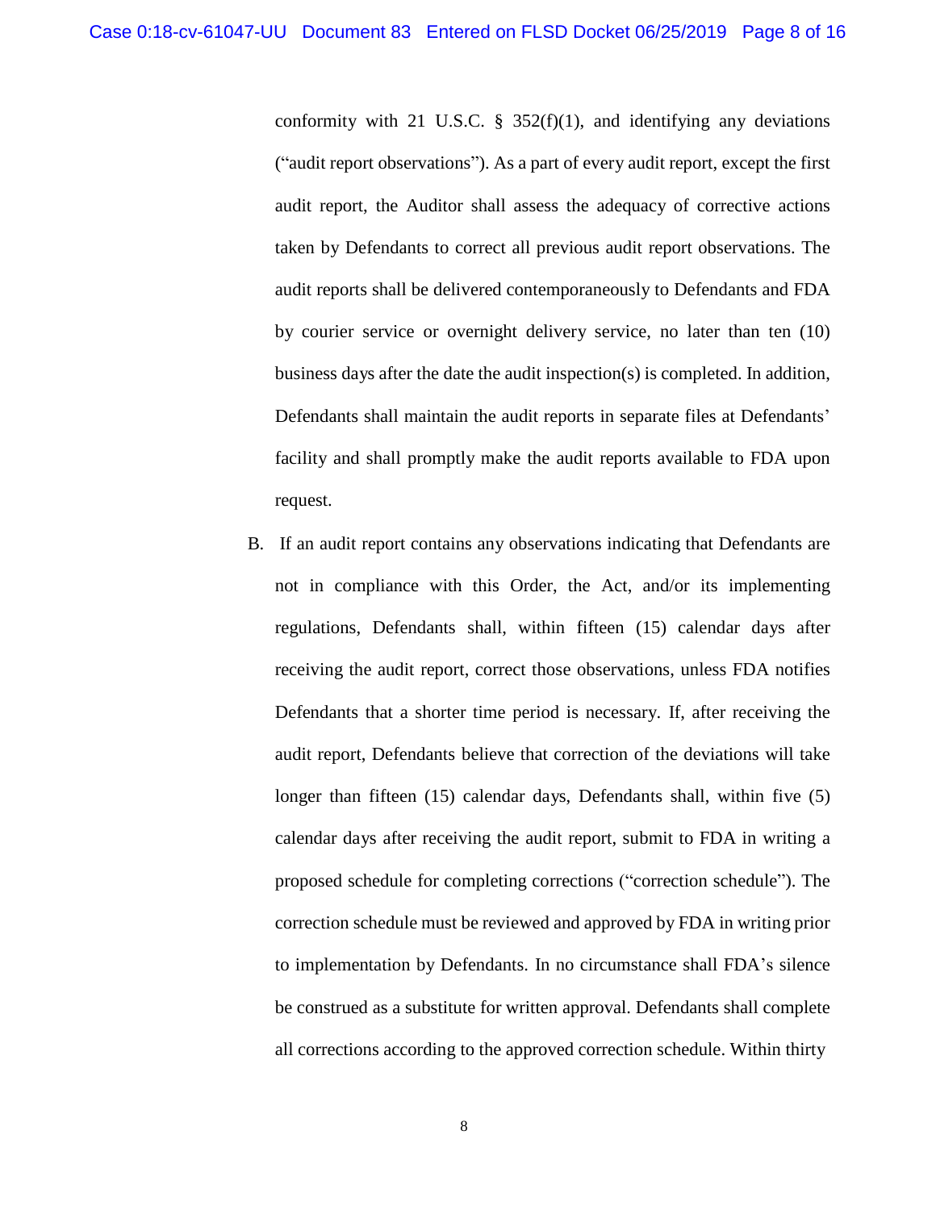conformity with 21 U.S.C. § 352(f)(1), and identifying any deviations ("audit report observations"). As a part of every audit report, except the first audit report, the Auditor shall assess the adequacy of corrective actions taken by Defendants to correct all previous audit report observations. The audit reports shall be delivered contemporaneously to Defendants and FDA by courier service or overnight delivery service, no later than ten (10) business days after the date the audit inspection(s) is completed. In addition, Defendants shall maintain the audit reports in separate files at Defendants' facility and shall promptly make the audit reports available to FDA upon request.

B. If an audit report contains any observations indicating that Defendants are not in compliance with this Order, the Act, and/or its implementing regulations, Defendants shall, within fifteen (15) calendar days after receiving the audit report, correct those observations, unless FDA notifies Defendants that a shorter time period is necessary. If, after receiving the audit report, Defendants believe that correction of the deviations will take longer than fifteen (15) calendar days, Defendants shall, within five (5) calendar days after receiving the audit report, submit to FDA in writing a proposed schedule for completing corrections ("correction schedule"). The correction schedule must be reviewed and approved by FDA in writing prior to implementation by Defendants. In no circumstance shall FDA's silence be construed as a substitute for written approval. Defendants shall complete all corrections according to the approved correction schedule. Within thirty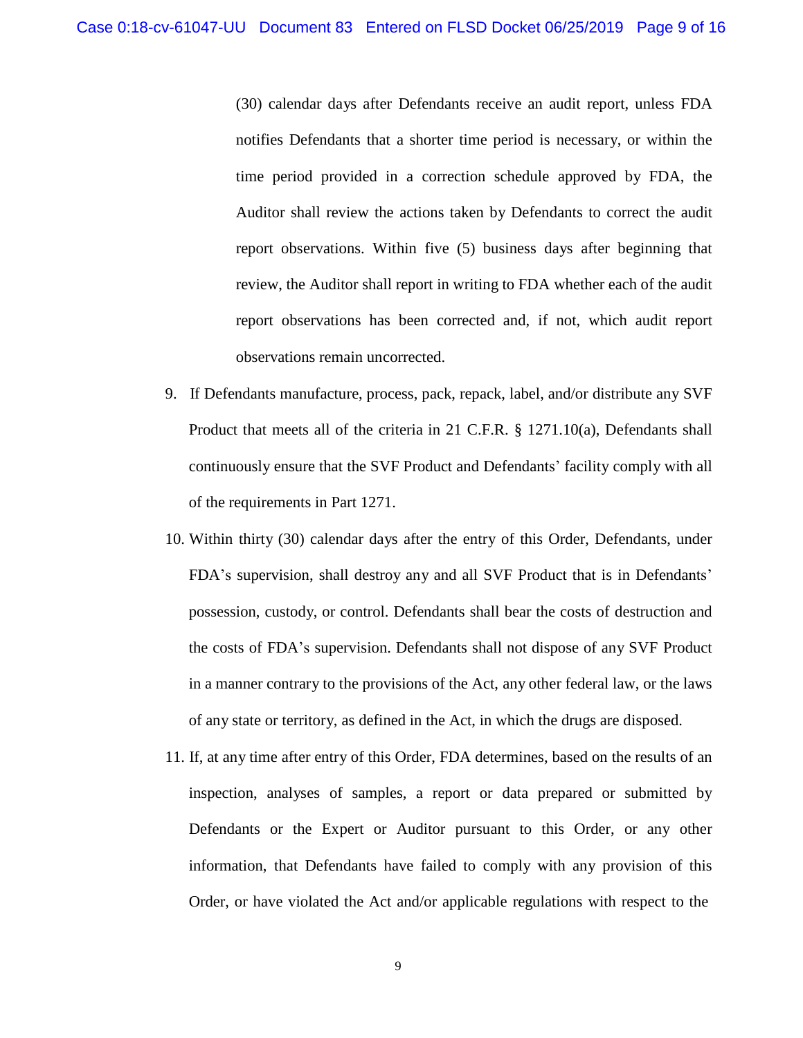(30) calendar days after Defendants receive an audit report, unless FDA notifies Defendants that a shorter time period is necessary, or within the time period provided in a correction schedule approved by FDA, the Auditor shall review the actions taken by Defendants to correct the audit report observations. Within five (5) business days after beginning that review, the Auditor shall report in writing to FDA whether each of the audit report observations has been corrected and, if not, which audit report observations remain uncorrected.

9. If Defendants manufacture, process, pack, repack, label, and/or distribute any SVF Product that meets all of the criteria in 21 C.F.R. § 1271.10(a), Defendants shall continuously ensure that the SVF Product and Defendants' facility comply with all of the requirements in Part 1271.

10. Within thirty (30) calendar days after the entry of this Order, Defendants, under FDA's supervision, shall destroy any and all SVF Product that is in Defendants' possession, custody, or control. Defendants shall bear the costs of destruction and the costs of FDA's supervision. Defendants shall not dispose of any SVF Product in a manner contrary to the provisions of the Act, any other federal law, or the laws of any state or territory, as defined in the Act, in which the drugs are disposed.

11. If, at any time after entry of this Order, FDA determines, based on the results of an inspection, analyses of samples, a report or data prepared or submitted by Defendants or the Expert or Auditor pursuant to this Order, or any other information, that Defendants have failed to comply with any provision of this Order, or have violated the Act and/or applicable regulations with respect to the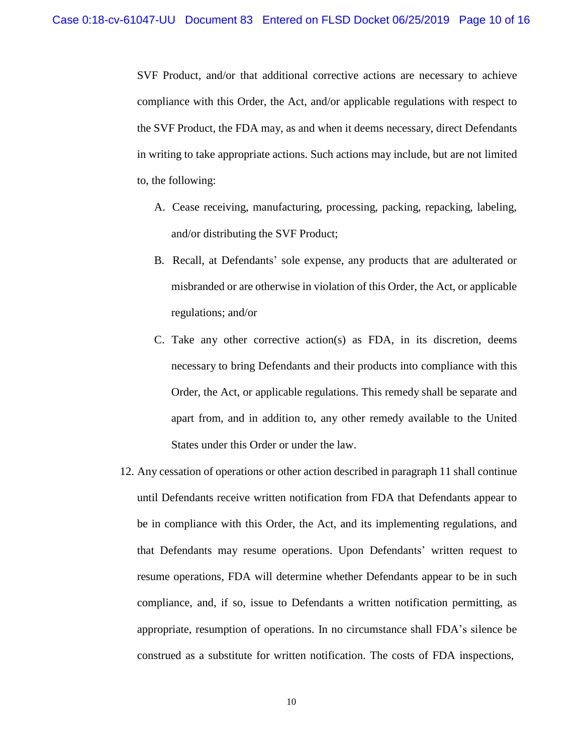SVF Product, and/or that additional corrective actions are necessary to achieve compliance with this Order, the Act, and/or applicable regulations with respect to the SVF Product, the FDA may, as and when it deems necessary, direct Defendants in writing to take appropriate actions. Such actions may include, but are not limited to, the following:

A. Cease receiving, manufacturing, processing, packing, repacking, labeling, and/or distributing the SVF Product;

B. Recall, at Defendants' sole expense, any products that are adulterated or misbranded or are otherwise in violation of this Order, the Act, or applicable regulations; and/or

C. Take any other corrective action(s) as FDA, in its discretion, deems necessary to bring Defendants and their products into compliance with this Order, the Act, or applicable regulations. This remedy shall be separate and apart from, and in addition to, any other remedy available to the United States under this Order or under the law.

12. Any cessation of operations or other action described in paragraph 11 shall continue until Defendants receive written notification from FDA that Defendants appear to be in compliance with this Order, the Act, and its implementing regulations, and that Defendants may resume operations. Upon Defendants' written request to resume operations, FDA will determine whether Defendants appear to be in such compliance, and, if so, issue to Defendants a written notification permitting, as appropriate, resumption of operations. In no circumstance shall FDA's silence be construed as a substitute for written notification. The costs of FDA inspections,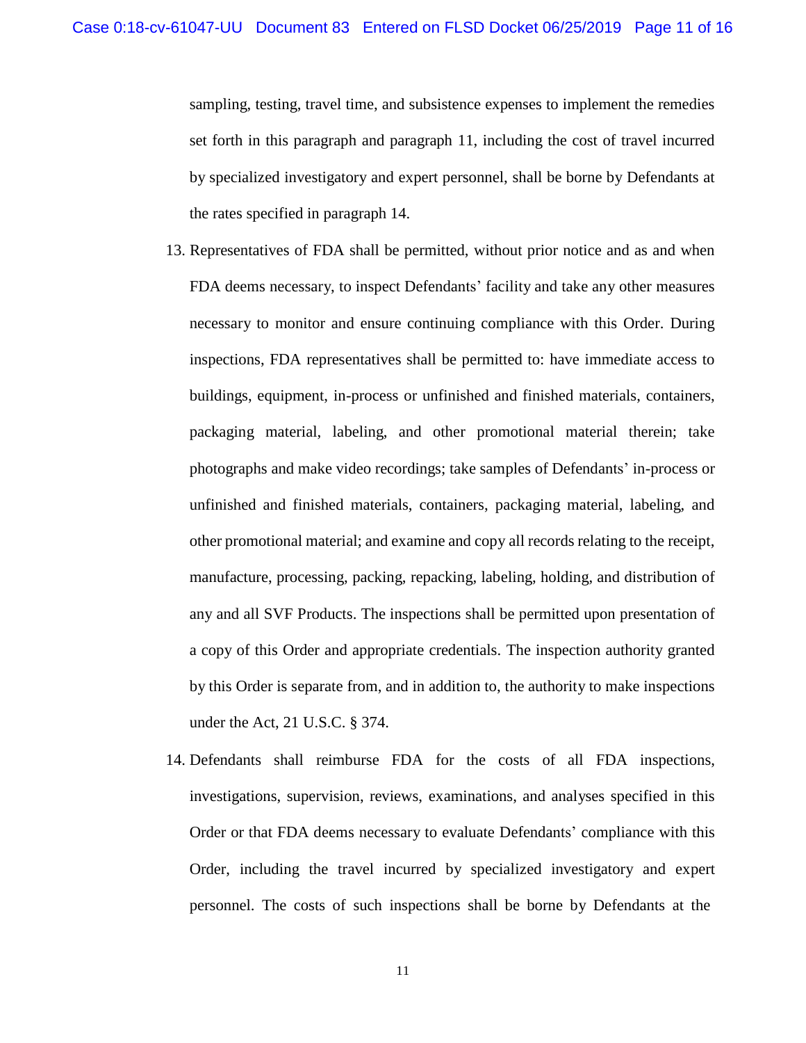sampling, testing, travel time, and subsistence expenses to implement the remedies set forth in this paragraph and paragraph 11, including the cost of travel incurred by specialized investigatory and expert personnel, shall be borne by Defendants at the rates specified in paragraph 14.

13. Representatives of FDA shall be permitted, without prior notice and as and when FDA deems necessary, to inspect Defendants' facility and take any other measures necessary to monitor and ensure continuing compliance with this Order. During inspections, FDA representatives shall be permitted to: have immediate access to buildings, equipment, in-process or unfinished and finished materials, containers, packaging material, labeling, and other promotional material therein; take photographs and make video recordings; take samples of Defendants' in-process or unfinished and finished materials, containers, packaging material, labeling, and other promotional material; and examine and copy all records relating to the receipt, manufacture, processing, packing, repacking, labeling, holding, and distribution of any and all SVF Products. The inspections shall be permitted upon presentation of a copy of this Order and appropriate credentials. The inspection authority granted by this Order is separate from, and in addition to, the authority to make inspections under the Act, 21 U.S.C. § 374.

14. Defendants shall reimburse FDA for the costs of all FDA inspections, investigations, supervision, reviews, examinations, and analyses specified in this Order or that FDA deems necessary to evaluate Defendants' compliance with this Order, including the travel incurred by specialized investigatory and expert personnel. The costs of such inspections shall be borne by Defendants at the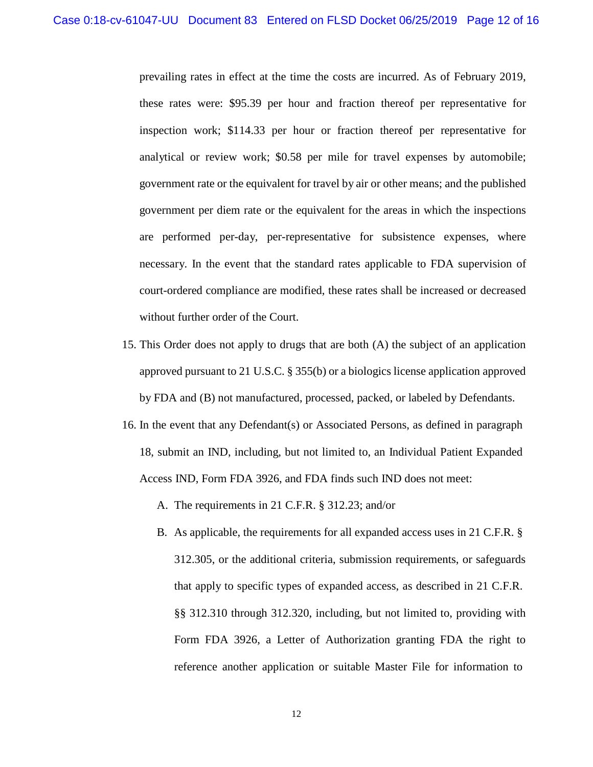prevailing rates in effect at the time the costs are incurred. As of February 2019, these rates were: $95.39 per hour and fraction thereof per representative for inspection work; $114.33 per hour or fraction thereof per representative for analytical or review work; $0.58 per mile for travel expenses by automobile; government rate or the equivalent for travel by air or other means; and the published government per diem rate or the equivalent for the areas in which the inspections are performed per-day, per-representative for subsistence expenses, where necessary. In the event that the standard rates applicable to FDA supervision of court-ordered compliance are modified, these rates shall be increased or decreased without further order of the Court.

15. This Order does not apply to drugs that are both (A) the subject of an application approved pursuant to 21 U.S.C. § 355(b) or a biologics license application approved by FDA and (B) not manufactured, processed, packed, or labeled by Defendants.

16. In the event that any Defendant(s) or Associated Persons, as defined in paragraph 18, submit an IND, including, but not limited to, an Individual Patient Expanded Access IND, Form FDA 3926, and FDA finds such IND does not meet:

    A. The requirements in 21 C.F.R. § 312.23; and/or

    B. As applicable, the requirements for all expanded access uses in 21 C.F.R. § 312.305, or the additional criteria, submission requirements, or safeguards that apply to specific types of expanded access, as described in 21 C.F.R. §§ 312.310 through 312.320, including, but not limited to, providing with Form FDA 3926, a Letter of Authorization granting FDA the right to reference another application or suitable Master File for information to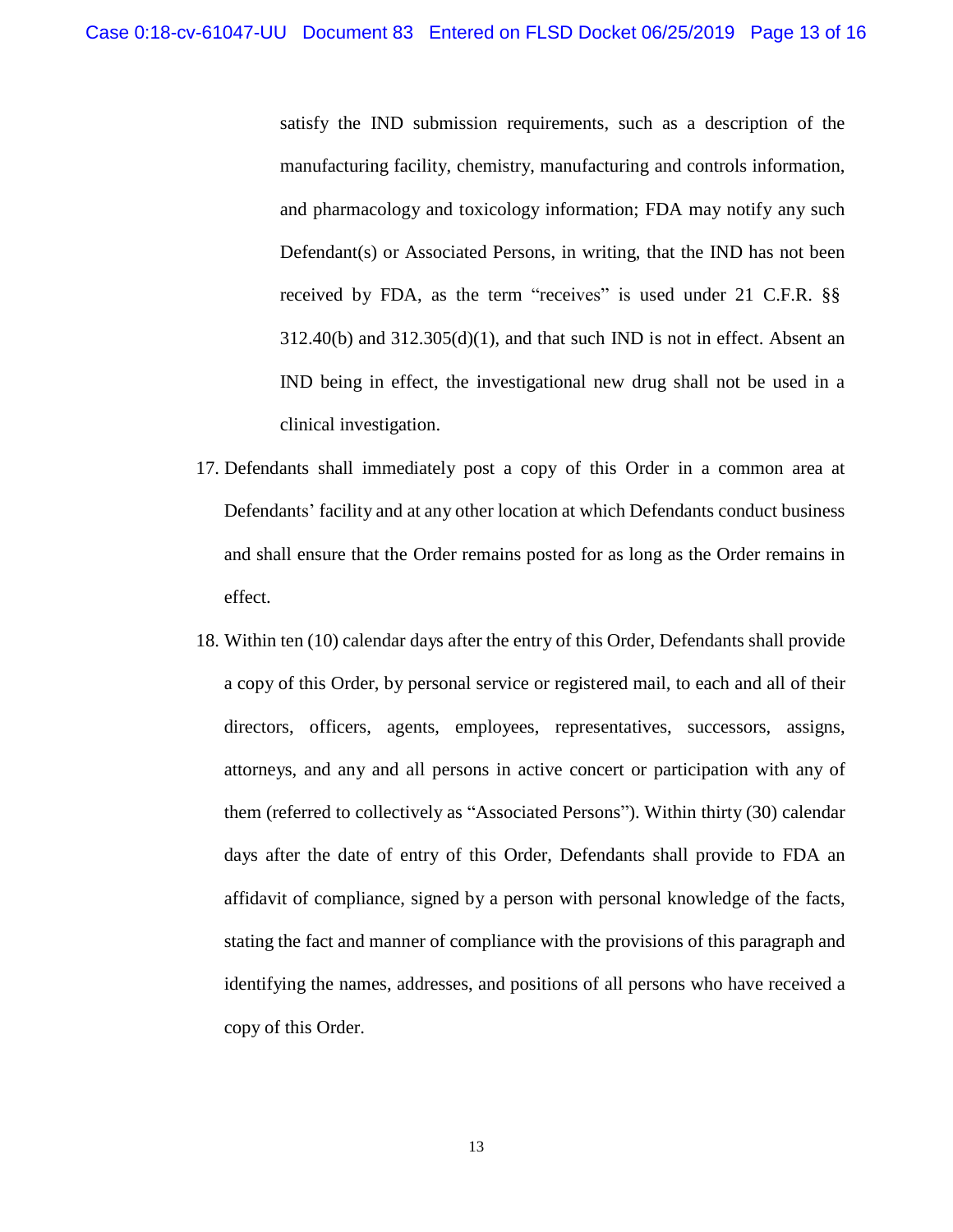satisfy the IND submission requirements, such as a description of the manufacturing facility, chemistry, manufacturing and controls information, and pharmacology and toxicology information; FDA may notify any such Defendant(s) or Associated Persons, in writing, that the IND has not been received by FDA, as the term "receives" is used under 21 C.F.R. §§ 312.40(b) and 312.305(d)(1), and that such IND is not in effect. Absent an IND being in effect, the investigational new drug shall not be used in a clinical investigation.

17. Defendants shall immediately post a copy of this Order in a common area at Defendants' facility and at any other location at which Defendants conduct business and shall ensure that the Order remains posted for as long as the Order remains in effect.

18. Within ten (10) calendar days after the entry of this Order, Defendants shall provide a copy of this Order, by personal service or registered mail, to each and all of their directors, officers, agents, employees, representatives, successors, assigns, attorneys, and any and all persons in active concert or participation with any of them (referred to collectively as "Associated Persons"). Within thirty (30) calendar days after the date of entry of this Order, Defendants shall provide to FDA an affidavit of compliance, signed by a person with personal knowledge of the facts, stating the fact and manner of compliance with the provisions of this paragraph and identifying the names, addresses, and positions of all persons who have received a copy of this Order.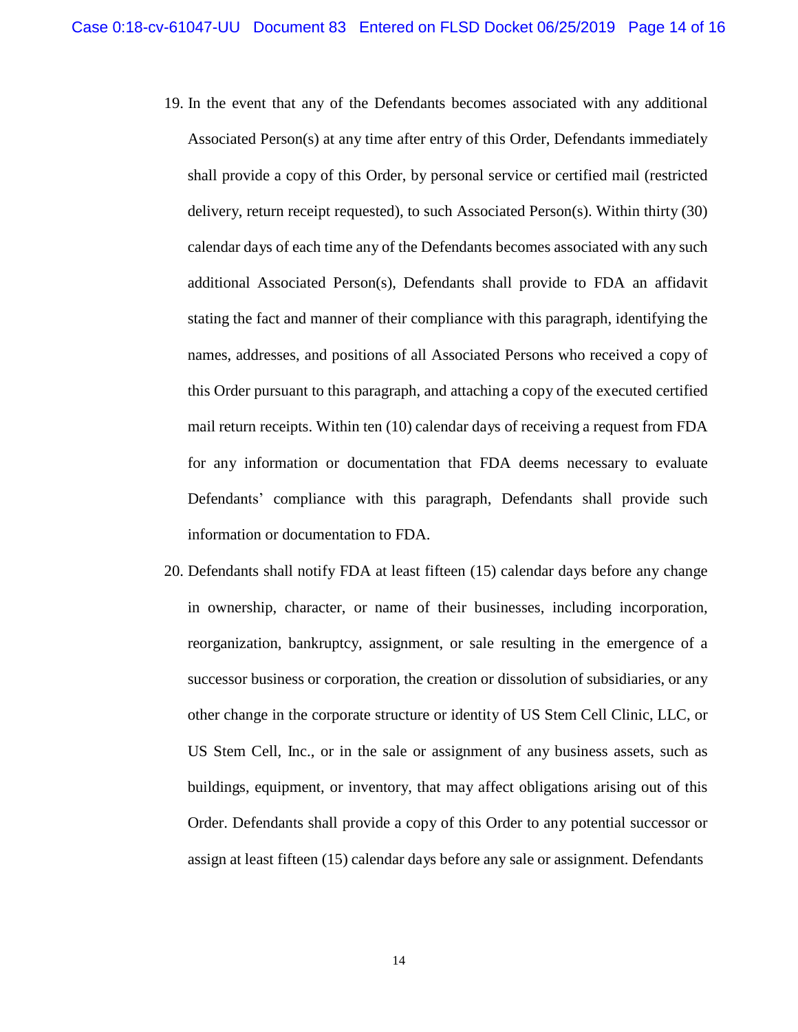19. In the event that any of the Defendants becomes associated with any additional Associated Person(s) at any time after entry of this Order, Defendants immediately shall provide a copy of this Order, by personal service or certified mail (restricted delivery, return receipt requested), to such Associated Person(s). Within thirty (30) calendar days of each time any of the Defendants becomes associated with any such additional Associated Person(s), Defendants shall provide to FDA an affidavit stating the fact and manner of their compliance with this paragraph, identifying the names, addresses, and positions of all Associated Persons who received a copy of this Order pursuant to this paragraph, and attaching a copy of the executed certified mail return receipts. Within ten (10) calendar days of receiving a request from FDA for any information or documentation that FDA deems necessary to evaluate Defendants' compliance with this paragraph, Defendants shall provide such information or documentation to FDA.

20. Defendants shall notify FDA at least fifteen (15) calendar days before any change in ownership, character, or name of their businesses, including incorporation, reorganization, bankruptcy, assignment, or sale resulting in the emergence of a successor business or corporation, the creation or dissolution of subsidiaries, or any other change in the corporate structure or identity of US Stem Cell Clinic, LLC, or US Stem Cell, Inc., or in the sale or assignment of any business assets, such as buildings, equipment, or inventory, that may affect obligations arising out of this Order. Defendants shall provide a copy of this Order to any potential successor or assign at least fifteen (15) calendar days before any sale or assignment. Defendants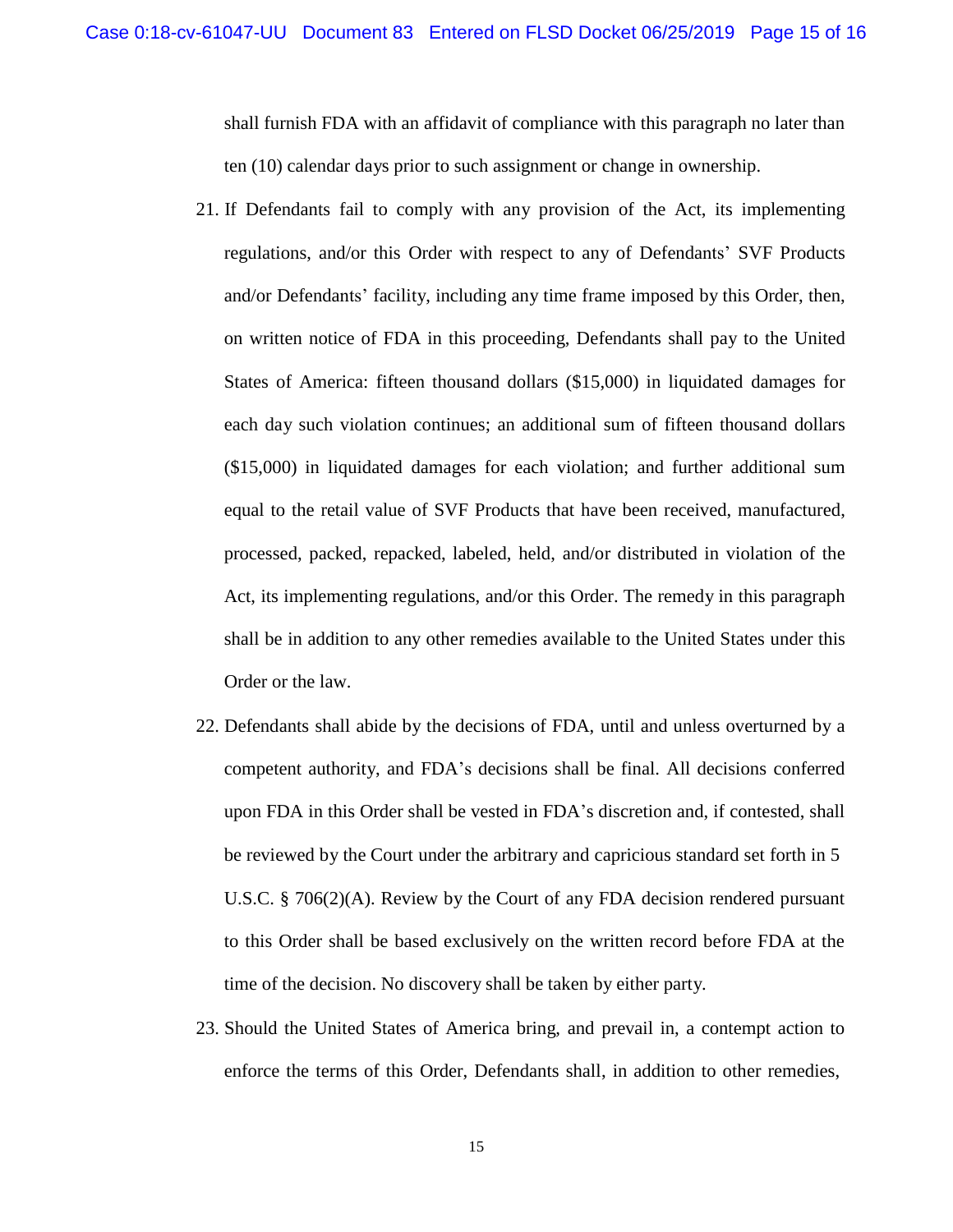shall furnish FDA with an affidavit of compliance with this paragraph no later than ten (10) calendar days prior to such assignment or change in ownership.

21. If Defendants fail to comply with any provision of the Act, its implementing regulations, and/or this Order with respect to any of Defendants' SVF Products and/or Defendants' facility, including any time frame imposed by this Order, then, on written notice of FDA in this proceeding, Defendants shall pay to the United States of America: fifteen thousand dollars ($15,000) in liquidated damages for each day such violation continues; an additional sum of fifteen thousand dollars ($15,000) in liquidated damages for each violation; and further additional sum equal to the retail value of SVF Products that have been received, manufactured, processed, packed, repacked, labeled, held, and/or distributed in violation of the Act, its implementing regulations, and/or this Order. The remedy in this paragraph shall be in addition to any other remedies available to the United States under this Order or the law.

22. Defendants shall abide by the decisions of FDA, until and unless overturned by a competent authority, and FDA's decisions shall be final. All decisions conferred upon FDA in this Order shall be vested in FDA's discretion and, if contested, shall be reviewed by the Court under the arbitrary and capricious standard set forth in 5 U.S.C. § 706(2)(A). Review by the Court of any FDA decision rendered pursuant to this Order shall be based exclusively on the written record before FDA at the time of the decision. No discovery shall be taken by either party.

23. Should the United States of America bring, and prevail in, a contempt action to enforce the terms of this Order, Defendants shall, in addition to other remedies,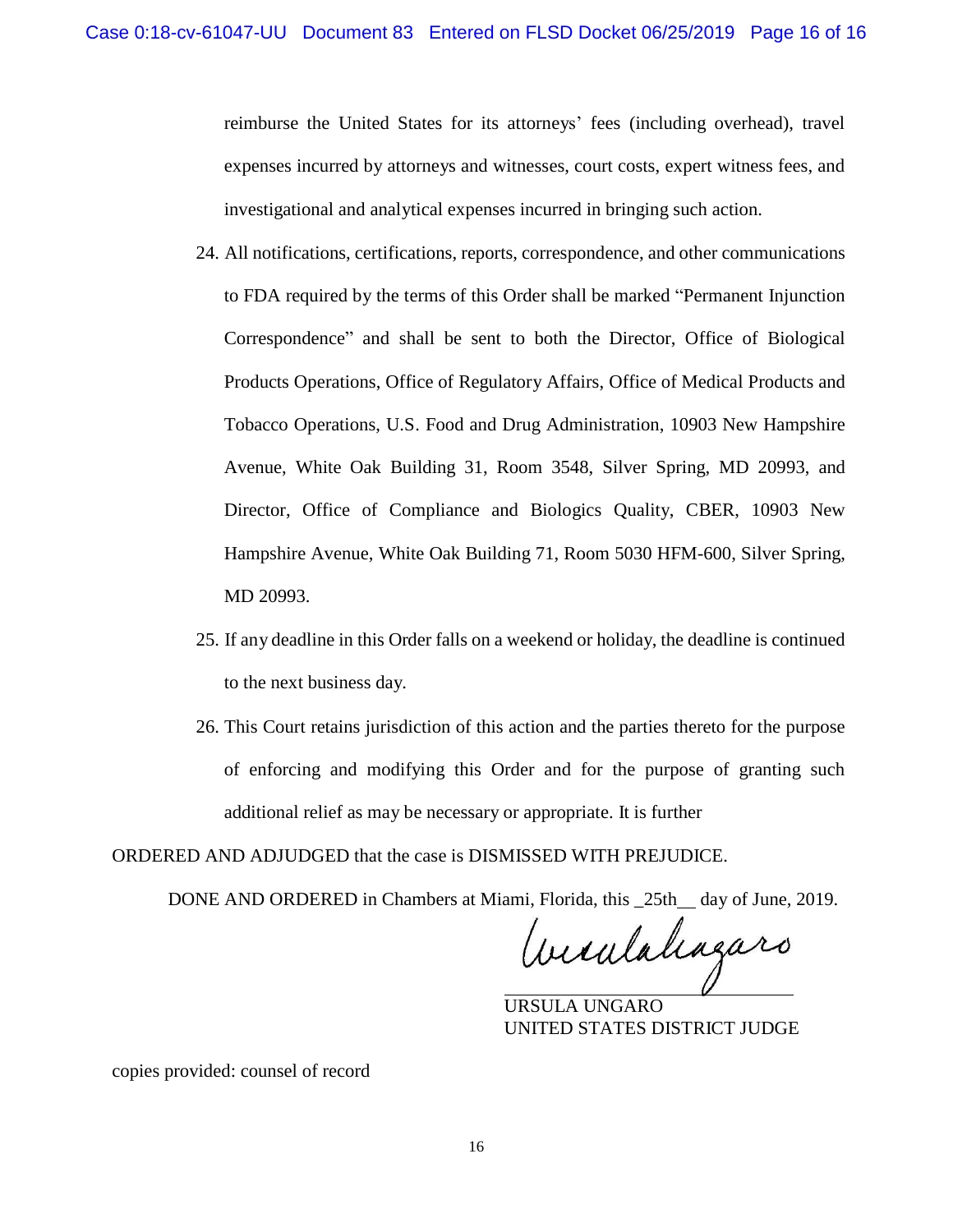reimburse the United States for its attorneys' fees (including overhead), travel expenses incurred by attorneys and witnesses, court costs, expert witness fees, and investigational and analytical expenses incurred in bringing such action.

24. All notifications, certifications, reports, correspondence, and other communications to FDA required by the terms of this Order shall be marked "Permanent Injunction Correspondence" and shall be sent to both the Director, Office of Biological Products Operations, Office of Regulatory Affairs, Office of Medical Products and Tobacco Operations, U.S. Food and Drug Administration, 10903 New Hampshire Avenue, White Oak Building 31, Room 3548, Silver Spring, MD 20993, and Director, Office of Compliance and Biologics Quality, CBER, 10903 New Hampshire Avenue, White Oak Building 71, Room 5030 HFM-600, Silver Spring, MD 20993.

25. If any deadline in this Order falls on a weekend or holiday, the deadline is continued to the next business day.

26. This Court retains jurisdiction of this action and the parties thereto for the purpose of enforcing and modifying this Order and for the purpose of granting such additional relief as may be necessary or appropriate. It is further

ORDERED AND ADJUDGED that the case is DISMISSED WITH PREJUDICE.

DONE AND ORDERED in Chambers at Miami, Florida, this _25th__ day of June, 2019.

URSULA UNGARO
UNITED STATES DISTRICT JUDGE

copies provided: counsel of record